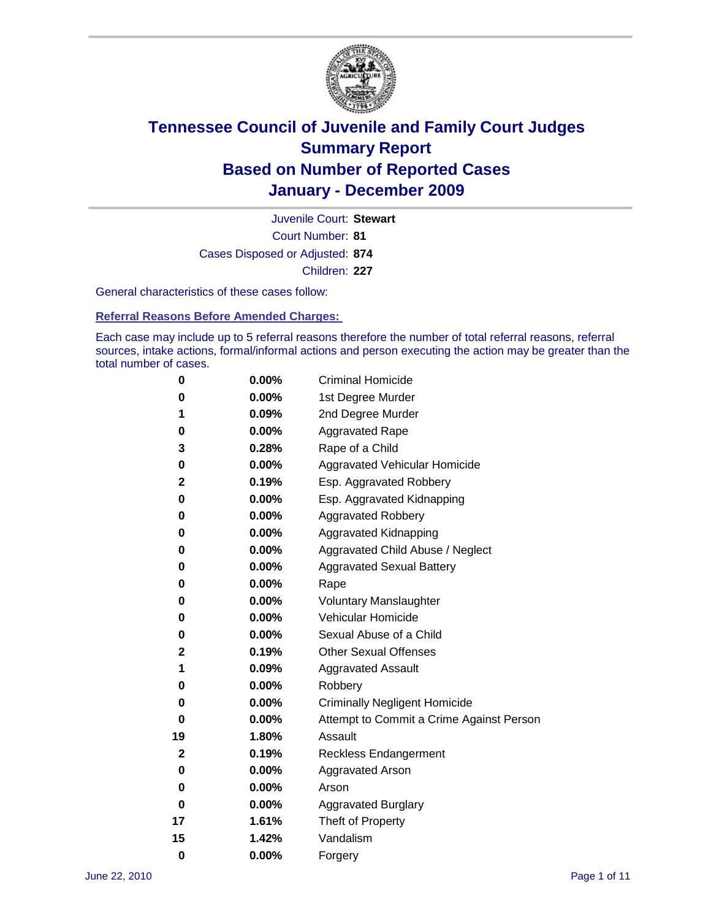# Tennessee Council of Juvenile and Family Court Judges
## Summary Report
## Based on Number of Reported Cases
## January - December 2009

Juvenile Court: **Stewart**

Court Number: **81**

Cases Disposed or Adjusted: **874**

Children: **227**

General characteristics of these cases follow:

### Referral Reasons Before Amended Charges:

Each case may include up to 5 referral reasons therefore the number of total referral reasons, referral sources, intake actions, formal/informal actions and person executing the action may be greater than the total number of cases.

| Count | Percent | Referral Reason |
|---|---|---|
| 0 | 0.00% | Criminal Homicide |
| 0 | 0.00% | 1st Degree Murder |
| 1 | 0.09% | 2nd Degree Murder |
| 0 | 0.00% | Aggravated Rape |
| 3 | 0.28% | Rape of a Child |
| 0 | 0.00% | Aggravated Vehicular Homicide |
| 2 | 0.19% | Esp. Aggravated Robbery |
| 0 | 0.00% | Esp. Aggravated Kidnapping |
| 0 | 0.00% | Aggravated Robbery |
| 0 | 0.00% | Aggravated Kidnapping |
| 0 | 0.00% | Aggravated Child Abuse / Neglect |
| 0 | 0.00% | Aggravated Sexual Battery |
| 0 | 0.00% | Rape |
| 0 | 0.00% | Voluntary Manslaughter |
| 0 | 0.00% | Vehicular Homicide |
| 0 | 0.00% | Sexual Abuse of a Child |
| 2 | 0.19% | Other Sexual Offenses |
| 1 | 0.09% | Aggravated Assault |
| 0 | 0.00% | Robbery |
| 0 | 0.00% | Criminally Negligent Homicide |
| 0 | 0.00% | Attempt to Commit a Crime Against Person |
| 19 | 1.80% | Assault |
| 2 | 0.19% | Reckless Endangerment |
| 0 | 0.00% | Aggravated Arson |
| 0 | 0.00% | Arson |
| 0 | 0.00% | Aggravated Burglary |
| 17 | 1.61% | Theft of Property |
| 15 | 1.42% | Vandalism |
| 0 | 0.00% | Forgery |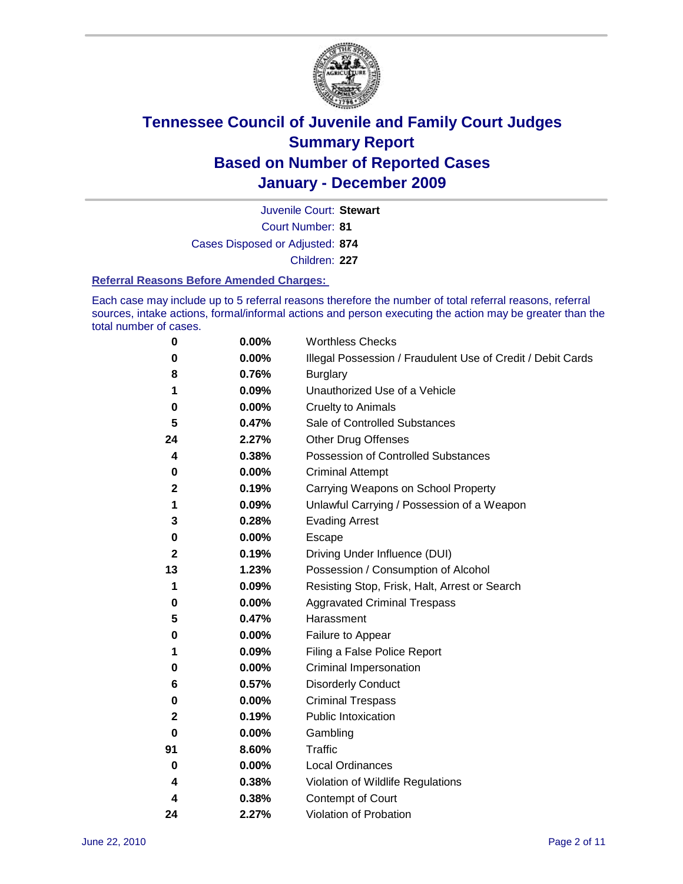# Tennessee Council of Juvenile and Family Court Judges
## Summary Report
## Based on Number of Reported Cases
## January - December 2009

Juvenile Court: **Stewart**

Court Number: **81**

Cases Disposed or Adjusted: **874**

Children: **227**

### Referral Reasons Before Amended Charges:

Each case may include up to 5 referral reasons therefore the number of total referral reasons, referral sources, intake actions, formal/informal actions and person executing the action may be greater than the total number of cases.

| Count | Percent | Reason |
|---|---|---|
| 0 | 0.00% | Worthless Checks |
| 0 | 0.00% | Illegal Possession / Fraudulent Use of Credit / Debit Cards |
| 8 | 0.76% | Burglary |
| 1 | 0.09% | Unauthorized Use of a Vehicle |
| 0 | 0.00% | Cruelty to Animals |
| 5 | 0.47% | Sale of Controlled Substances |
| 24 | 2.27% | Other Drug Offenses |
| 4 | 0.38% | Possession of Controlled Substances |
| 0 | 0.00% | Criminal Attempt |
| 2 | 0.19% | Carrying Weapons on School Property |
| 1 | 0.09% | Unlawful Carrying / Possession of a Weapon |
| 3 | 0.28% | Evading Arrest |
| 0 | 0.00% | Escape |
| 2 | 0.19% | Driving Under Influence (DUI) |
| 13 | 1.23% | Possession / Consumption of Alcohol |
| 1 | 0.09% | Resisting Stop, Frisk, Halt, Arrest or Search |
| 0 | 0.00% | Aggravated Criminal Trespass |
| 5 | 0.47% | Harassment |
| 0 | 0.00% | Failure to Appear |
| 1 | 0.09% | Filing a False Police Report |
| 0 | 0.00% | Criminal Impersonation |
| 6 | 0.57% | Disorderly Conduct |
| 0 | 0.00% | Criminal Trespass |
| 2 | 0.19% | Public Intoxication |
| 0 | 0.00% | Gambling |
| 91 | 8.60% | Traffic |
| 0 | 0.00% | Local Ordinances |
| 4 | 0.38% | Violation of Wildlife Regulations |
| 4 | 0.38% | Contempt of Court |
| 24 | 2.27% | Violation of Probation |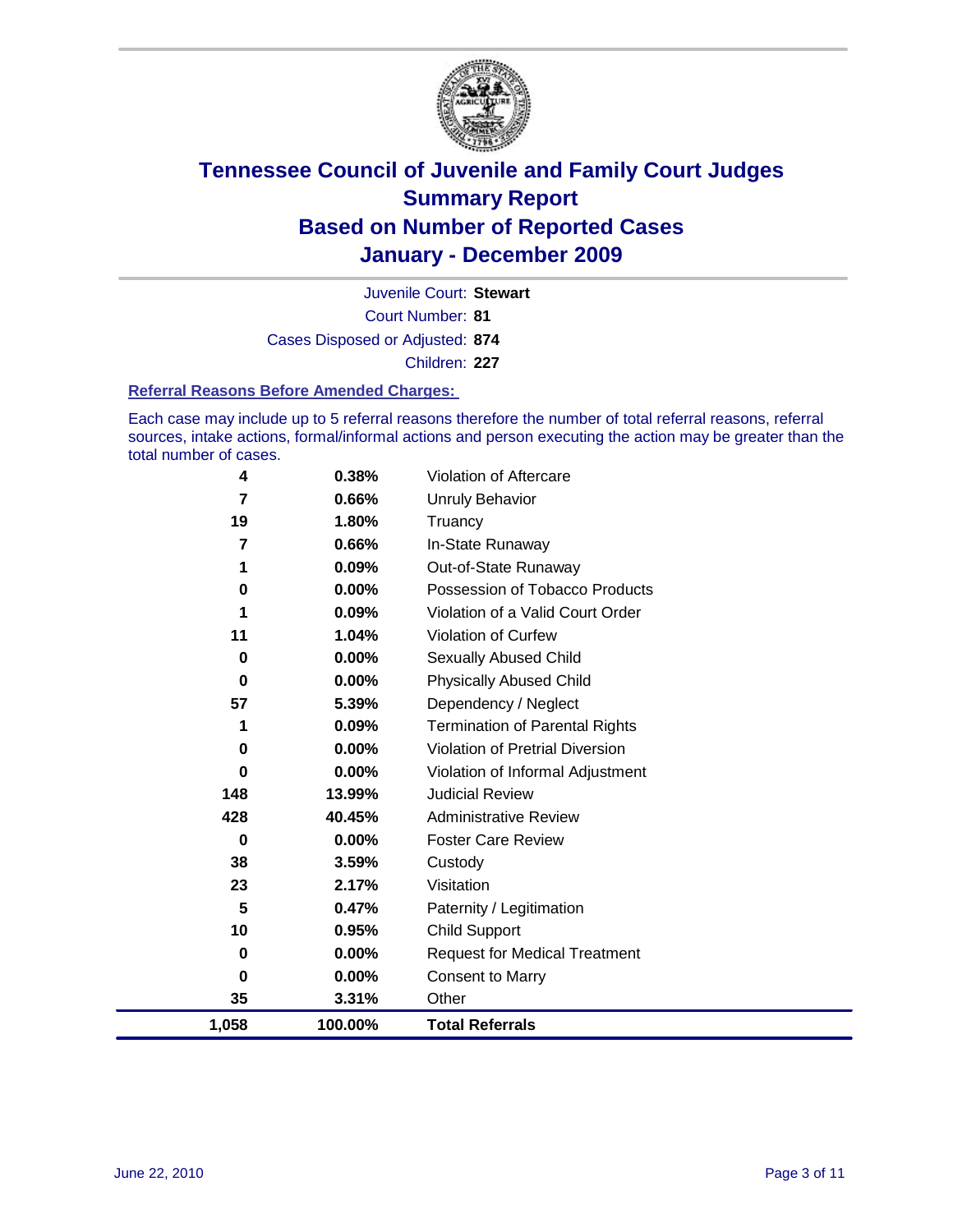# Tennessee Council of Juvenile and Family Court Judges
## Summary Report
## Based on Number of Reported Cases
## January - December 2009

Juvenile Court: **Stewart**
Court Number: **81**
Cases Disposed or Adjusted: **874**
Children: **227**

### Referral Reasons Before Amended Charges:

Each case may include up to 5 referral reasons therefore the number of total referral reasons, referral sources, intake actions, formal/informal actions and person executing the action may be greater than the total number of cases.

| Count | Percent | Referral Reason |
|---|---|---|
| 4 | 0.38% | Violation of Aftercare |
| 7 | 0.66% | Unruly Behavior |
| 19 | 1.80% | Truancy |
| 7 | 0.66% | In-State Runaway |
| 1 | 0.09% | Out-of-State Runaway |
| 0 | 0.00% | Possession of Tobacco Products |
| 1 | 0.09% | Violation of a Valid Court Order |
| 11 | 1.04% | Violation of Curfew |
| 0 | 0.00% | Sexually Abused Child |
| 0 | 0.00% | Physically Abused Child |
| 57 | 5.39% | Dependency / Neglect |
| 1 | 0.09% | Termination of Parental Rights |
| 0 | 0.00% | Violation of Pretrial Diversion |
| 0 | 0.00% | Violation of Informal Adjustment |
| 148 | 13.99% | Judicial Review |
| 428 | 40.45% | Administrative Review |
| 0 | 0.00% | Foster Care Review |
| 38 | 3.59% | Custody |
| 23 | 2.17% | Visitation |
| 5 | 0.47% | Paternity / Legitimation |
| 10 | 0.95% | Child Support |
| 0 | 0.00% | Request for Medical Treatment |
| 0 | 0.00% | Consent to Marry |
| 35 | 3.31% | Other |
| **1,058** | **100.00%** | **Total Referrals** |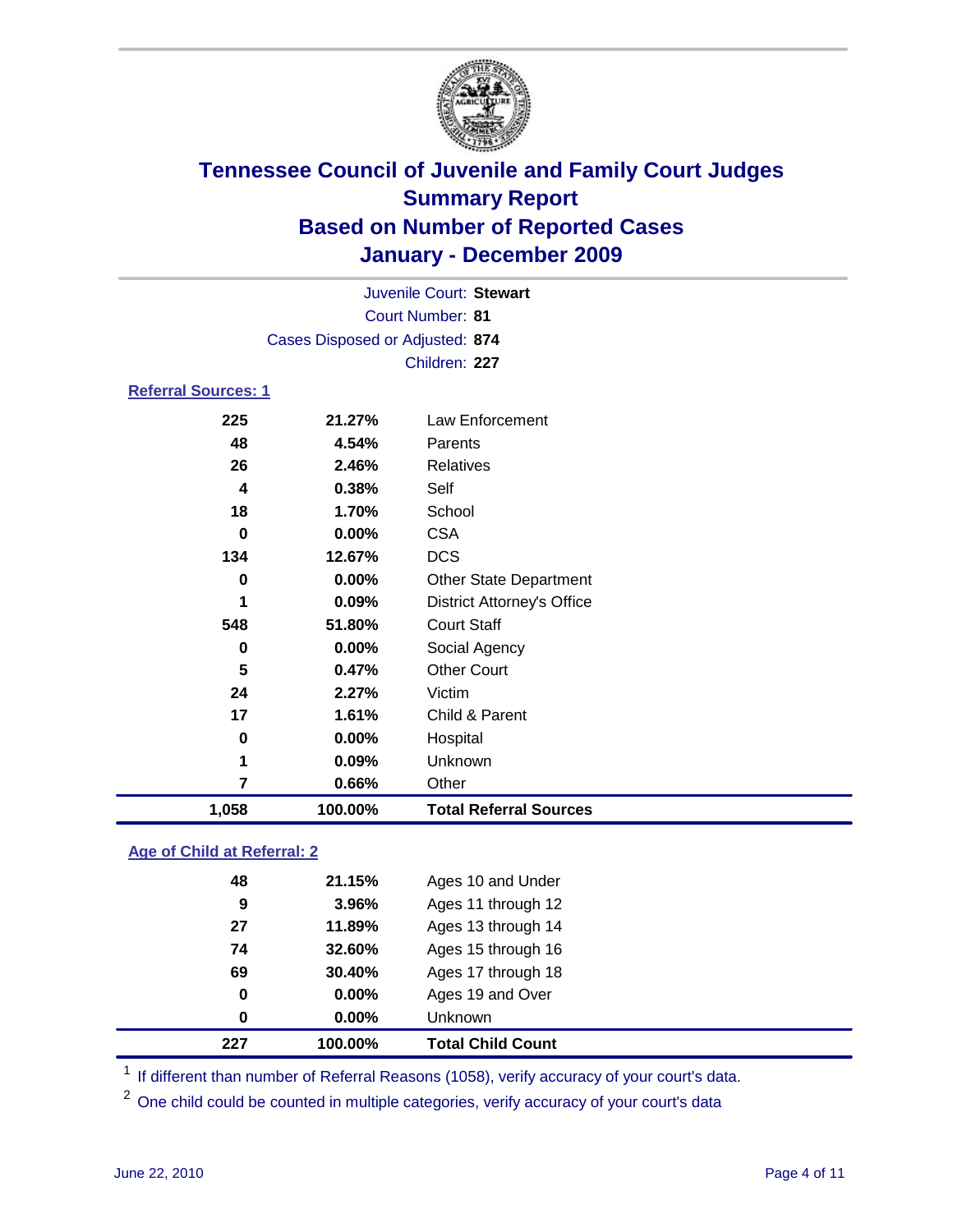# Tennessee Council of Juvenile and Family Court Judges
## Summary Report
## Based on Number of Reported Cases
## January - December 2009

Juvenile Court: **Stewart**
Court Number: **81**
Cases Disposed or Adjusted: **874**
Children: **227**

### Referral Sources: 1

| | | |
|---|---|---|
| 225 | 21.27% | Law Enforcement |
| 48 | 4.54% | Parents |
| 26 | 2.46% | Relatives |
| 4 | 0.38% | Self |
| 18 | 1.70% | School |
| 0 | 0.00% | CSA |
| 134 | 12.67% | DCS |
| 0 | 0.00% | Other State Department |
| 1 | 0.09% | District Attorney's Office |
| 548 | 51.80% | Court Staff |
| 0 | 0.00% | Social Agency |
| 5 | 0.47% | Other Court |
| 24 | 2.27% | Victim |
| 17 | 1.61% | Child & Parent |
| 0 | 0.00% | Hospital |
| 1 | 0.09% | Unknown |
| 7 | 0.66% | Other |
| **1,058** | **100.00%** | **Total Referral Sources** |

### Age of Child at Referral: 2

| | | |
|---|---|---|
| 48 | 21.15% | Ages 10 and Under |
| 9 | 3.96% | Ages 11 through 12 |
| 27 | 11.89% | Ages 13 through 14 |
| 74 | 32.60% | Ages 15 through 16 |
| 69 | 30.40% | Ages 17 through 18 |
| 0 | 0.00% | Ages 19 and Over |
| 0 | 0.00% | Unknown |
| **227** | **100.00%** | **Total Child Count** |

[1] If different than number of Referral Reasons (1058), verify accuracy of your court's data.

[2] One child could be counted in multiple categories, verify accuracy of your court's data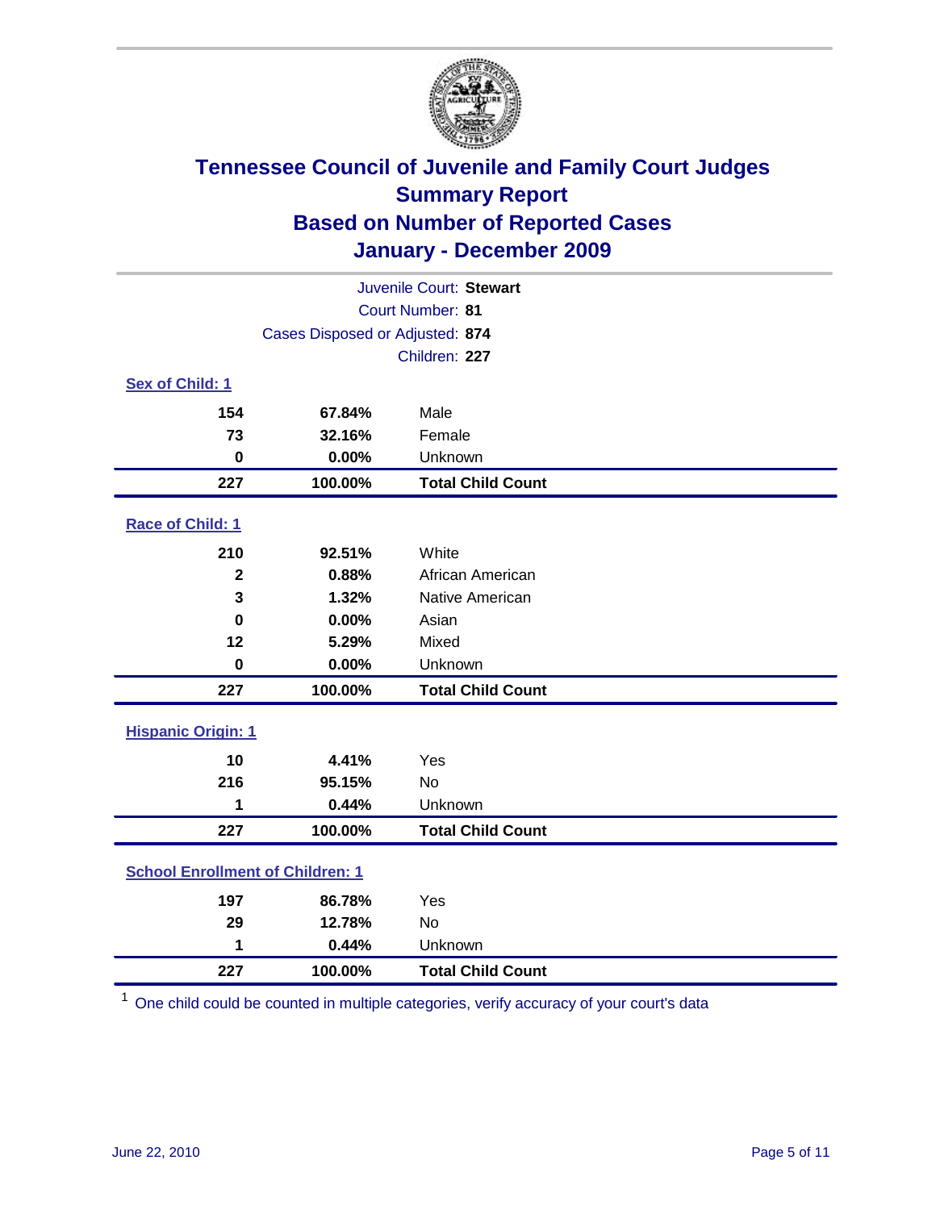# Tennessee Council of Juvenile and Family Court Judges
## Summary Report
## Based on Number of Reported Cases
## January - December 2009

Juvenile Court: **Stewart**
Court Number: **81**
Cases Disposed or Adjusted: **874**
Children: **227**

### Sex of Child: 1

| Count | Percent | Category |
|---|---|---|
| 154 | 67.84% | Male |
| 73 | 32.16% | Female |
| 0 | 0.00% | Unknown |
| **227** | **100.00%** | **Total Child Count** |

### Race of Child: 1

| Count | Percent | Category |
|---|---|---|
| 210 | 92.51% | White |
| 2 | 0.88% | African American |
| 3 | 1.32% | Native American |
| 0 | 0.00% | Asian |
| 12 | 5.29% | Mixed |
| 0 | 0.00% | Unknown |
| **227** | **100.00%** | **Total Child Count** |

### Hispanic Origin: 1

| Count | Percent | Category |
|---|---|---|
| 10 | 4.41% | Yes |
| 216 | 95.15% | No |
| 1 | 0.44% | Unknown |
| **227** | **100.00%** | **Total Child Count** |

### School Enrollment of Children: 1

| Count | Percent | Category |
|---|---|---|
| 197 | 86.78% | Yes |
| 29 | 12.78% | No |
| 1 | 0.44% | Unknown |
| **227** | **100.00%** | **Total Child Count** |

[1] One child could be counted in multiple categories, verify accuracy of your court's data

June 22, 2010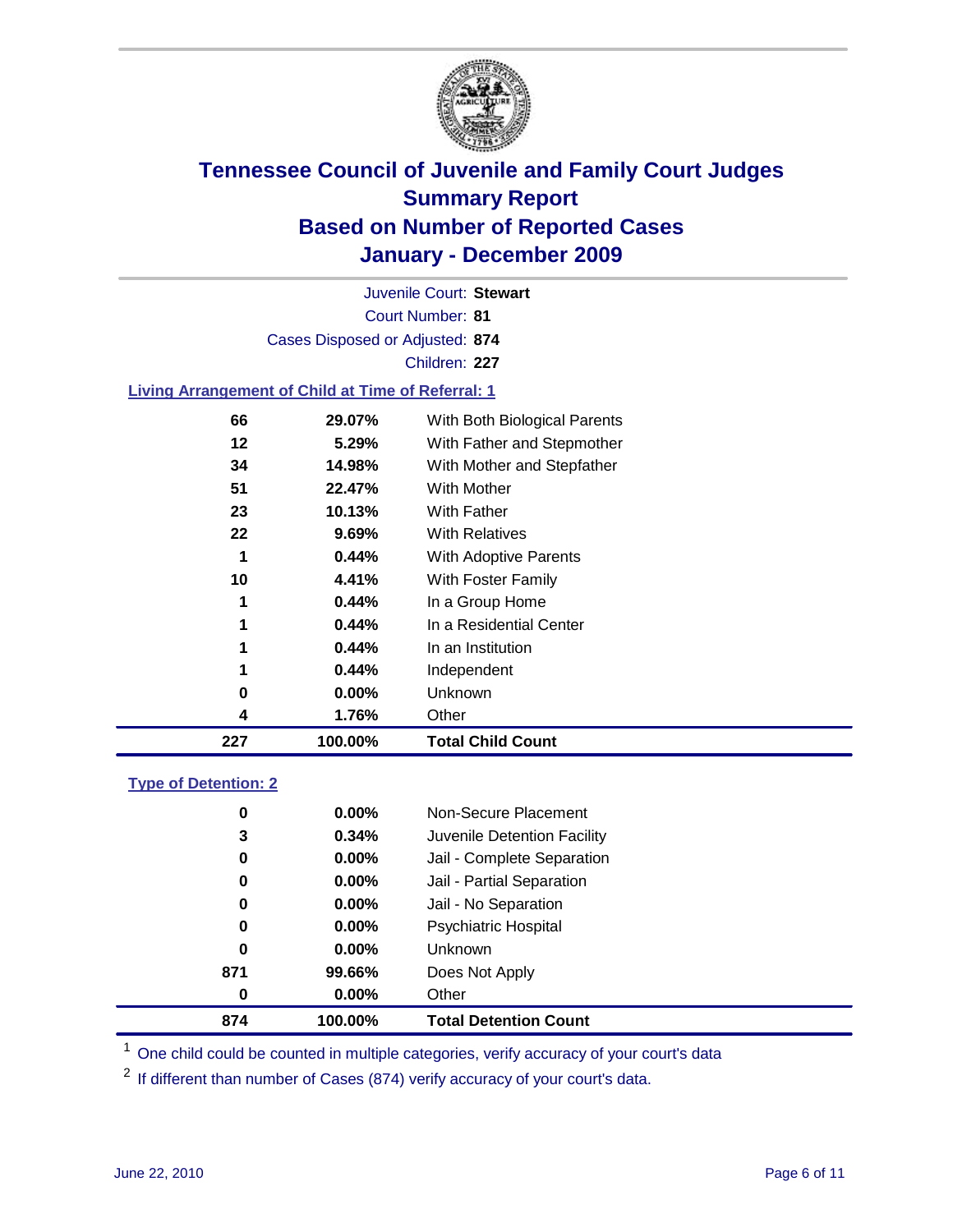# Tennessee Council of Juvenile and Family Court Judges
## Summary Report
## Based on Number of Reported Cases
## January - December 2009

Juvenile Court: **Stewart**
Court Number: **81**
Cases Disposed or Adjusted: **874**
Children: **227**

### Living Arrangement of Child at Time of Referral: 1

| | | |
|---|---|---|
| 66 | 29.07% | With Both Biological Parents |
| 12 | 5.29% | With Father and Stepmother |
| 34 | 14.98% | With Mother and Stepfather |
| 51 | 22.47% | With Mother |
| 23 | 10.13% | With Father |
| 22 | 9.69% | With Relatives |
| 1 | 0.44% | With Adoptive Parents |
| 10 | 4.41% | With Foster Family |
| 1 | 0.44% | In a Group Home |
| 1 | 0.44% | In a Residential Center |
| 1 | 0.44% | In an Institution |
| 1 | 0.44% | Independent |
| 0 | 0.00% | Unknown |
| 4 | 1.76% | Other |
| **227** | **100.00%** | **Total Child Count** |

### Type of Detention: 2

| | | |
|---|---|---|
| 0 | 0.00% | Non-Secure Placement |
| 3 | 0.34% | Juvenile Detention Facility |
| 0 | 0.00% | Jail - Complete Separation |
| 0 | 0.00% | Jail - Partial Separation |
| 0 | 0.00% | Jail - No Separation |
| 0 | 0.00% | Psychiatric Hospital |
| 0 | 0.00% | Unknown |
| 871 | 99.66% | Does Not Apply |
| 0 | 0.00% | Other |
| **874** | **100.00%** | **Total Detention Count** |

[1] One child could be counted in multiple categories, verify accuracy of your court's data

[2] If different than number of Cases (874) verify accuracy of your court's data.

June 22, 2010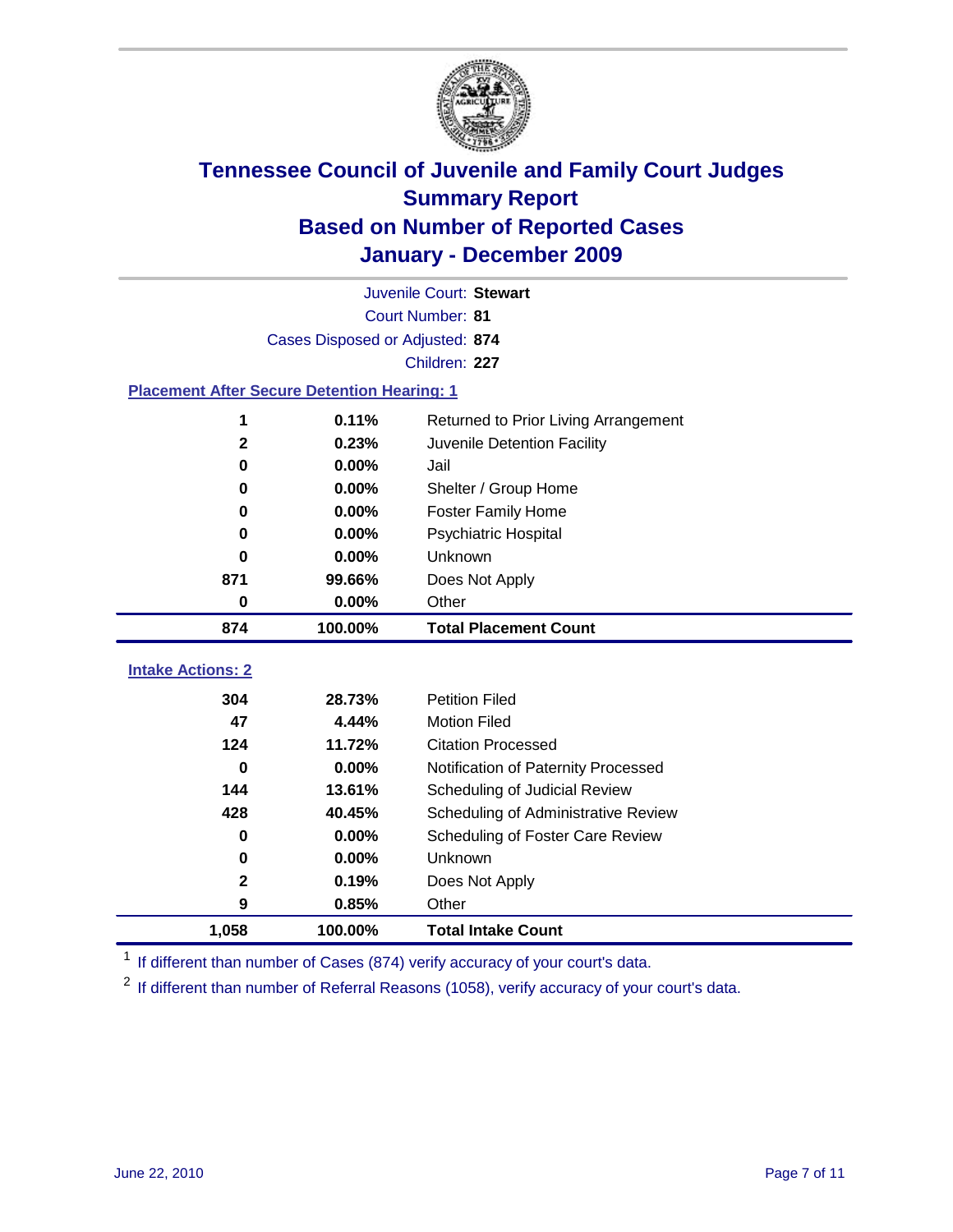# Tennessee Council of Juvenile and Family Court Judges
## Summary Report
## Based on Number of Reported Cases
## January - December 2009

Juvenile Court: **Stewart**

Court Number: **81**

Cases Disposed or Adjusted: **874**

Children: **227**

### Placement After Secure Detention Hearing: 1

| Count | Percent | Placement |
|---|---|---|
| 1 | 0.11% | Returned to Prior Living Arrangement |
| 2 | 0.23% | Juvenile Detention Facility |
| 0 | 0.00% | Jail |
| 0 | 0.00% | Shelter / Group Home |
| 0 | 0.00% | Foster Family Home |
| 0 | 0.00% | Psychiatric Hospital |
| 0 | 0.00% | Unknown |
| 871 | 99.66% | Does Not Apply |
| 0 | 0.00% | Other |
| **874** | **100.00%** | **Total Placement Count** |

### Intake Actions: 2

| Count | Percent | Intake Action |
|---|---|---|
| 304 | 28.73% | Petition Filed |
| 47 | 4.44% | Motion Filed |
| 124 | 11.72% | Citation Processed |
| 0 | 0.00% | Notification of Paternity Processed |
| 144 | 13.61% | Scheduling of Judicial Review |
| 428 | 40.45% | Scheduling of Administrative Review |
| 0 | 0.00% | Scheduling of Foster Care Review |
| 0 | 0.00% | Unknown |
| 2 | 0.19% | Does Not Apply |
| 9 | 0.85% | Other |
| **1,058** | **100.00%** | **Total Intake Count** |

[1] If different than number of Cases (874) verify accuracy of your court's data.

[2] If different than number of Referral Reasons (1058), verify accuracy of your court's data.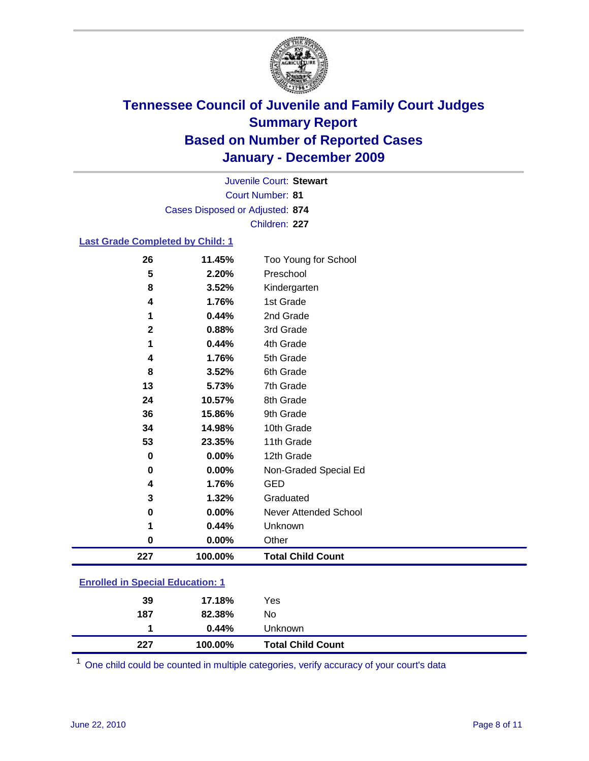# Tennessee Council of Juvenile and Family Court Judges
## Summary Report
## Based on Number of Reported Cases
## January - December 2009

Juvenile Court: **Stewart**
Court Number: **81**
Cases Disposed or Adjusted: **874**
Children: **227**

### Last Grade Completed by Child: 1

| Count | Percent | Category |
|---|---|---|
| 26 | 11.45% | Too Young for School |
| 5 | 2.20% | Preschool |
| 8 | 3.52% | Kindergarten |
| 4 | 1.76% | 1st Grade |
| 1 | 0.44% | 2nd Grade |
| 2 | 0.88% | 3rd Grade |
| 1 | 0.44% | 4th Grade |
| 4 | 1.76% | 5th Grade |
| 8 | 3.52% | 6th Grade |
| 13 | 5.73% | 7th Grade |
| 24 | 10.57% | 8th Grade |
| 36 | 15.86% | 9th Grade |
| 34 | 14.98% | 10th Grade |
| 53 | 23.35% | 11th Grade |
| 0 | 0.00% | 12th Grade |
| 0 | 0.00% | Non-Graded Special Ed |
| 4 | 1.76% | GED |
| 3 | 1.32% | Graduated |
| 0 | 0.00% | Never Attended School |
| 1 | 0.44% | Unknown |
| 0 | 0.00% | Other |
| **227** | **100.00%** | **Total Child Count** |

### Enrolled in Special Education: 1

| Count | Percent | Category |
|---|---|---|
| 39 | 17.18% | Yes |
| 187 | 82.38% | No |
| 1 | 0.44% | Unknown |
| **227** | **100.00%** | **Total Child Count** |

[1] One child could be counted in multiple categories, verify accuracy of your court's data

June 22, 2010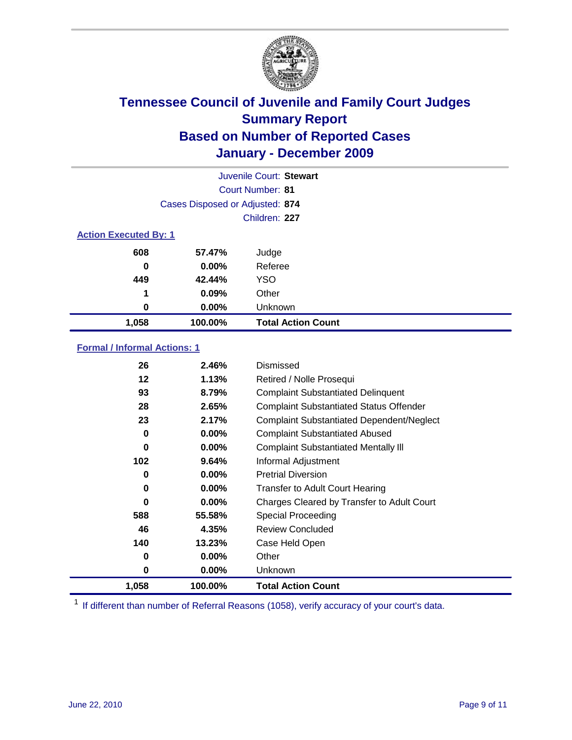# Tennessee Council of Juvenile and Family Court Judges
## Summary Report
## Based on Number of Reported Cases
## January - December 2009

Juvenile Court: **Stewart**
Court Number: **81**
Cases Disposed or Adjusted: **874**
Children: **227**

### Action Executed By: 1

| | | |
|---|---|---|
| 608 | 57.47% | Judge |
| 0 | 0.00% | Referee |
| 449 | 42.44% | YSO |
| 1 | 0.09% | Other |
| 0 | 0.00% | Unknown |
| **1,058** | **100.00%** | **Total Action Count** |

### Formal / Informal Actions: 1

| | | |
|---|---|---|
| 26 | 2.46% | Dismissed |
| 12 | 1.13% | Retired / Nolle Prosequi |
| 93 | 8.79% | Complaint Substantiated Delinquent |
| 28 | 2.65% | Complaint Substantiated Status Offender |
| 23 | 2.17% | Complaint Substantiated Dependent/Neglect |
| 0 | 0.00% | Complaint Substantiated Abused |
| 0 | 0.00% | Complaint Substantiated Mentally Ill |
| 102 | 9.64% | Informal Adjustment |
| 0 | 0.00% | Pretrial Diversion |
| 0 | 0.00% | Transfer to Adult Court Hearing |
| 0 | 0.00% | Charges Cleared by Transfer to Adult Court |
| 588 | 55.58% | Special Proceeding |
| 46 | 4.35% | Review Concluded |
| 140 | 13.23% | Case Held Open |
| 0 | 0.00% | Other |
| 0 | 0.00% | Unknown |
| **1,058** | **100.00%** | **Total Action Count** |

[1] If different than number of Referral Reasons (1058), verify accuracy of your court's data.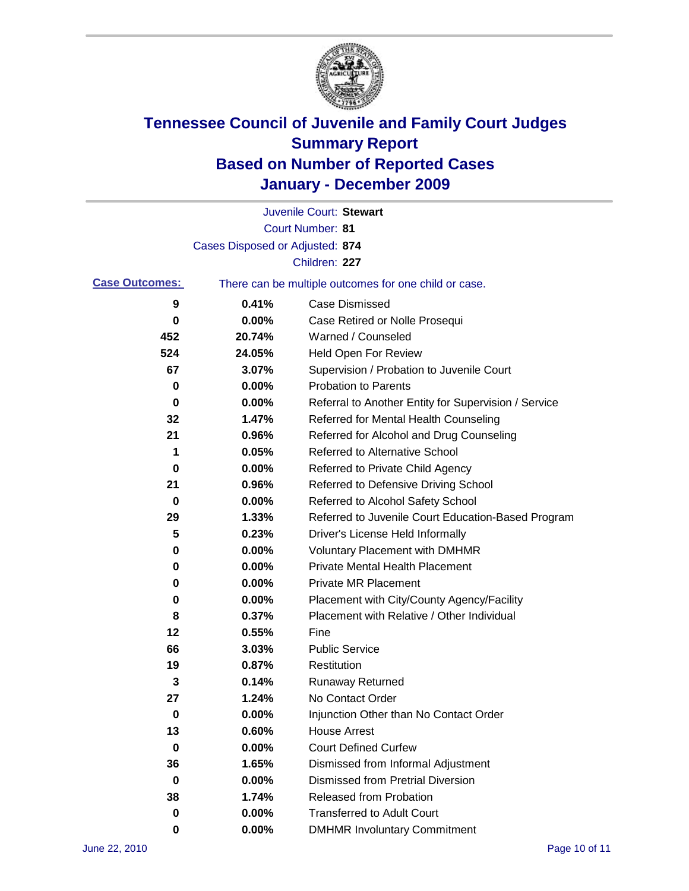# Tennessee Council of Juvenile and Family Court Judges
## Summary Report
## Based on Number of Reported Cases
## January - December 2009

Juvenile Court: **Stewart**
Court Number: **81**
Cases Disposed or Adjusted: **874**
Children: **227**

**Case Outcomes:** There can be multiple outcomes for one child or case.

| Count | Percent | Outcome |
|---|---|---|
| 9 | 0.41% | Case Dismissed |
| 0 | 0.00% | Case Retired or Nolle Prosequi |
| 452 | 20.74% | Warned / Counseled |
| 524 | 24.05% | Held Open For Review |
| 67 | 3.07% | Supervision / Probation to Juvenile Court |
| 0 | 0.00% | Probation to Parents |
| 0 | 0.00% | Referral to Another Entity for Supervision / Service |
| 32 | 1.47% | Referred for Mental Health Counseling |
| 21 | 0.96% | Referred for Alcohol and Drug Counseling |
| 1 | 0.05% | Referred to Alternative School |
| 0 | 0.00% | Referred to Private Child Agency |
| 21 | 0.96% | Referred to Defensive Driving School |
| 0 | 0.00% | Referred to Alcohol Safety School |
| 29 | 1.33% | Referred to Juvenile Court Education-Based Program |
| 5 | 0.23% | Driver's License Held Informally |
| 0 | 0.00% | Voluntary Placement with DMHMR |
| 0 | 0.00% | Private Mental Health Placement |
| 0 | 0.00% | Private MR Placement |
| 0 | 0.00% | Placement with City/County Agency/Facility |
| 8 | 0.37% | Placement with Relative / Other Individual |
| 12 | 0.55% | Fine |
| 66 | 3.03% | Public Service |
| 19 | 0.87% | Restitution |
| 3 | 0.14% | Runaway Returned |
| 27 | 1.24% | No Contact Order |
| 0 | 0.00% | Injunction Other than No Contact Order |
| 13 | 0.60% | House Arrest |
| 0 | 0.00% | Court Defined Curfew |
| 36 | 1.65% | Dismissed from Informal Adjustment |
| 0 | 0.00% | Dismissed from Pretrial Diversion |
| 38 | 1.74% | Released from Probation |
| 0 | 0.00% | Transferred to Adult Court |
| 0 | 0.00% | DMHMR Involuntary Commitment |

June 22, 2010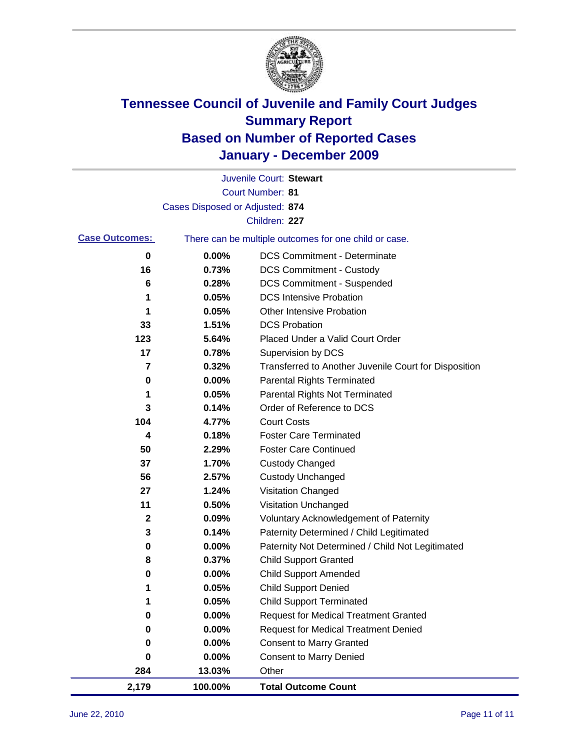# Tennessee Council of Juvenile and Family Court Judges
## Summary Report
## Based on Number of Reported Cases
## January - December 2009

Juvenile Court: **Stewart**

Court Number: **81**

Cases Disposed or Adjusted: **874**

Children: **227**

**Case Outcomes:** There can be multiple outcomes for one child or case.

| | | |
|---|---|---|
| 0 | 0.00% | DCS Commitment - Determinate |
| 16 | 0.73% | DCS Commitment - Custody |
| 6 | 0.28% | DCS Commitment - Suspended |
| 1 | 0.05% | DCS Intensive Probation |
| 1 | 0.05% | Other Intensive Probation |
| 33 | 1.51% | DCS Probation |
| 123 | 5.64% | Placed Under a Valid Court Order |
| 17 | 0.78% | Supervision by DCS |
| 7 | 0.32% | Transferred to Another Juvenile Court for Disposition |
| 0 | 0.00% | Parental Rights Terminated |
| 1 | 0.05% | Parental Rights Not Terminated |
| 3 | 0.14% | Order of Reference to DCS |
| 104 | 4.77% | Court Costs |
| 4 | 0.18% | Foster Care Terminated |
| 50 | 2.29% | Foster Care Continued |
| 37 | 1.70% | Custody Changed |
| 56 | 2.57% | Custody Unchanged |
| 27 | 1.24% | Visitation Changed |
| 11 | 0.50% | Visitation Unchanged |
| 2 | 0.09% | Voluntary Acknowledgement of Paternity |
| 3 | 0.14% | Paternity Determined / Child Legitimated |
| 0 | 0.00% | Paternity Not Determined / Child Not Legitimated |
| 8 | 0.37% | Child Support Granted |
| 0 | 0.00% | Child Support Amended |
| 1 | 0.05% | Child Support Denied |
| 1 | 0.05% | Child Support Terminated |
| 0 | 0.00% | Request for Medical Treatment Granted |
| 0 | 0.00% | Request for Medical Treatment Denied |
| 0 | 0.00% | Consent to Marry Granted |
| 0 | 0.00% | Consent to Marry Denied |
| 284 | 13.03% | Other |
| **2,179** | **100.00%** | **Total Outcome Count** |

June 22, 2010